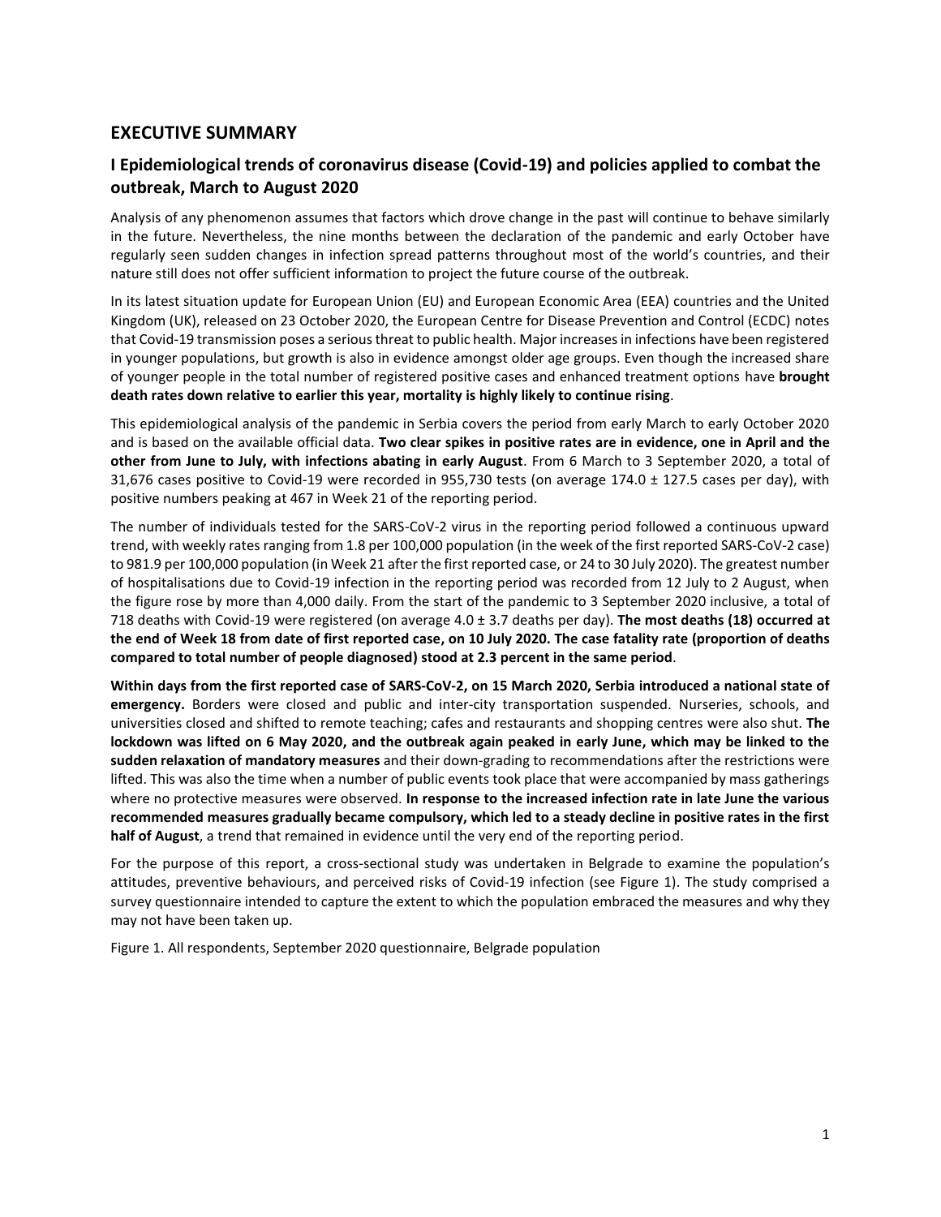## EXECUTIVE SUMMARY

### I Epidemiological trends of coronavirus disease (Covid-19) and policies applied to combat the outbreak, March to August 2020

Analysis of any phenomenon assumes that factors which drove change in the past will continue to behave similarly in the future. Nevertheless, the nine months between the declaration of the pandemic and early October have regularly seen sudden changes in infection spread patterns throughout most of the world's countries, and their nature still does not offer sufficient information to project the future course of the outbreak.

In its latest situation update for European Union (EU) and European Economic Area (EEA) countries and the United Kingdom (UK), released on 23 October 2020, the European Centre for Disease Prevention and Control (ECDC) notes that Covid-19 transmission poses a serious threat to public health. Major increases in infections have been registered in younger populations, but growth is also in evidence amongst older age groups. Even though the increased share of younger people in the total number of registered positive cases and enhanced treatment options have **brought death rates down relative to earlier this year, mortality is highly likely to continue rising**.

This epidemiological analysis of the pandemic in Serbia covers the period from early March to early October 2020 and is based on the available official data. **Two clear spikes in positive rates are in evidence, one in April and the other from June to July, with infections abating in early August**. From 6 March to 3 September 2020, a total of 31,676 cases positive to Covid-19 were recorded in 955,730 tests (on average 174.0 ± 127.5 cases per day), with positive numbers peaking at 467 in Week 21 of the reporting period.

The number of individuals tested for the SARS-CoV-2 virus in the reporting period followed a continuous upward trend, with weekly rates ranging from 1.8 per 100,000 population (in the week of the first reported SARS-CoV-2 case) to 981.9 per 100,000 population (in Week 21 after the first reported case, or 24 to 30 July 2020). The greatest number of hospitalisations due to Covid-19 infection in the reporting period was recorded from 12 July to 2 August, when the figure rose by more than 4,000 daily. From the start of the pandemic to 3 September 2020 inclusive, a total of 718 deaths with Covid-19 were registered (on average 4.0 ± 3.7 deaths per day). **The most deaths (18) occurred at the end of Week 18 from date of first reported case, on 10 July 2020. The case fatality rate (proportion of deaths compared to total number of people diagnosed) stood at 2.3 percent in the same period**.

**Within days from the first reported case of SARS-CoV-2, on 15 March 2020, Serbia introduced a national state of emergency.** Borders were closed and public and inter-city transportation suspended. Nurseries, schools, and universities closed and shifted to remote teaching; cafes and restaurants and shopping centres were also shut. **The lockdown was lifted on 6 May 2020, and the outbreak again peaked in early June, which may be linked to the sudden relaxation of mandatory measures** and their down-grading to recommendations after the restrictions were lifted. This was also the time when a number of public events took place that were accompanied by mass gatherings where no protective measures were observed. **In response to the increased infection rate in late June the various recommended measures gradually became compulsory, which led to a steady decline in positive rates in the first half of August**, a trend that remained in evidence until the very end of the reporting period.

For the purpose of this report, a cross-sectional study was undertaken in Belgrade to examine the population's attitudes, preventive behaviours, and perceived risks of Covid-19 infection (see Figure 1). The study comprised a survey questionnaire intended to capture the extent to which the population embraced the measures and why they may not have been taken up.

Figure 1. All respondents, September 2020 questionnaire, Belgrade population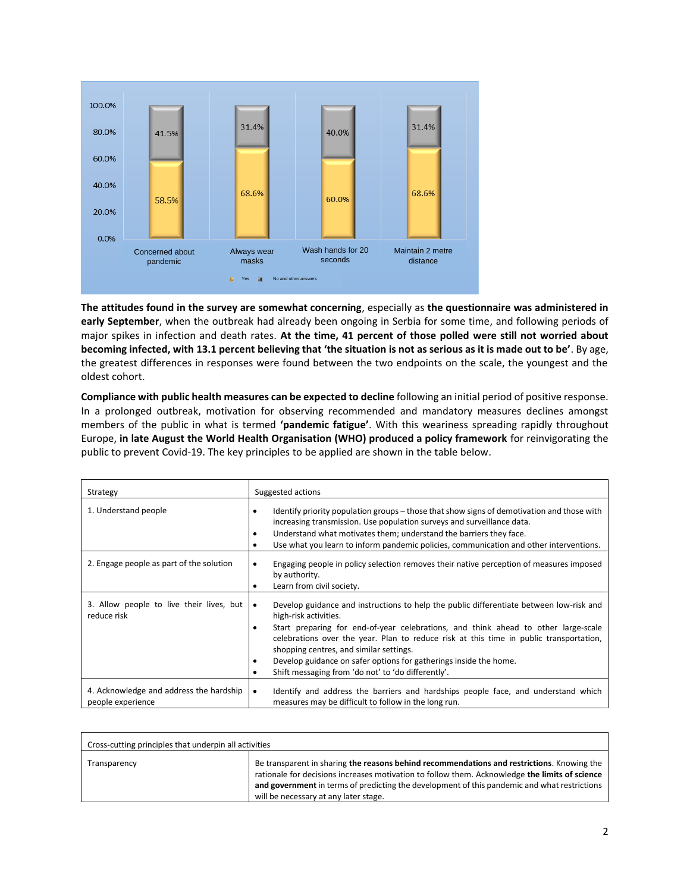| | Concerned about pandemic | Always wear masks | Wash hands for 20 seconds | Maintain 2 metre distance |
|---|---|---|---|---|
| Yes | 58.5% | 68.6% | 60.0% | 68.6% |
| No and other answers | 41.5% | 31.4% | 40.0% | 31.4% |

**The attitudes found in the survey are somewhat concerning**, especially as **the questionnaire was administered in early September**, when the outbreak had already been ongoing in Serbia for some time, and following periods of major spikes in infection and death rates. **At the time, 41 percent of those polled were still not worried about becoming infected, with 13.1 percent believing that 'the situation is not as serious as it is made out to be'**. By age, the greatest differences in responses were found between the two endpoints on the scale, the youngest and the oldest cohort.

**Compliance with public health measures can be expected to decline** following an initial period of positive response. In a prolonged outbreak, motivation for observing recommended and mandatory measures declines amongst members of the public in what is termed **'pandemic fatigue'**. With this weariness spreading rapidly throughout Europe, **in late August the World Health Organisation (WHO) produced a policy framework** for reinvigorating the public to prevent Covid-19. The key principles to be applied are shown in the table below.

| Strategy | Suggested actions |
|---|---|
| 1. Understand people | • Identify priority population groups – those that show signs of demotivation and those with increasing transmission. Use population surveys and surveillance data.<br>• Understand what motivates them; understand the barriers they face.<br>• Use what you learn to inform pandemic policies, communication and other interventions. |
| 2. Engage people as part of the solution | • Engaging people in policy selection removes their native perception of measures imposed by authority.<br>• Learn from civil society. |
| 3. Allow people to live their lives, but reduce risk | • Develop guidance and instructions to help the public differentiate between low-risk and high-risk activities.<br>• Start preparing for end-of-year celebrations, and think ahead to other large-scale celebrations over the year. Plan to reduce risk at this time in public transportation, shopping centres, and similar settings.<br>• Develop guidance on safer options for gatherings inside the home.<br>• Shift messaging from 'do not' to 'do differently'. |
| 4. Acknowledge and address the hardship people experience | • Identify and address the barriers and hardships people face, and understand which measures may be difficult to follow in the long run. |

| Cross-cutting principles that underpin all activities | |
|---|---|
| Transparency | Be transparent in sharing **the reasons behind recommendations and restrictions**. Knowing the rationale for decisions increases motivation to follow them. Acknowledge **the limits of science and government** in terms of predicting the development of this pandemic and what restrictions will be necessary at any later stage. |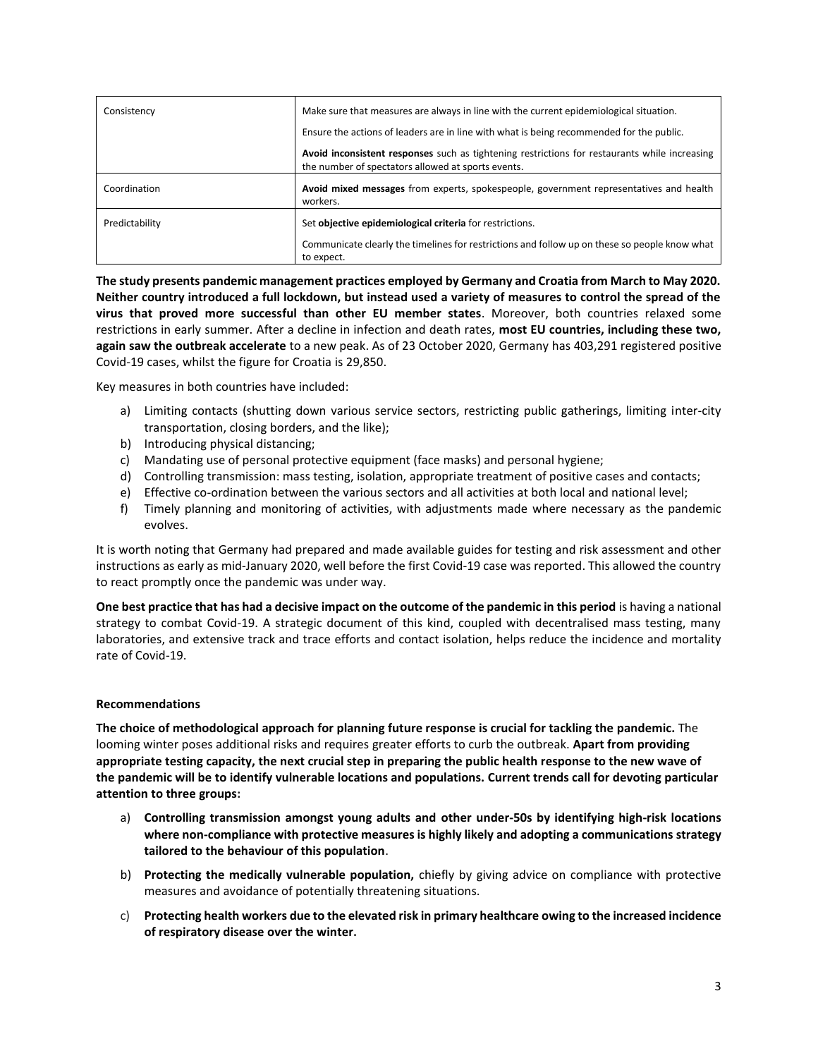| | |
|---|---|
| Consistency | Make sure that measures are always in line with the current epidemiological situation.<br><br>Ensure the actions of leaders are in line with what is being recommended for the public.<br><br>**Avoid inconsistent responses** such as tightening restrictions for restaurants while increasing the number of spectators allowed at sports events. |
| Coordination | **Avoid mixed messages** from experts, spokespeople, government representatives and health workers. |
| Predictability | Set **objective epidemiological criteria** for restrictions.<br><br>Communicate clearly the timelines for restrictions and follow up on these so people know what to expect. |

**The study presents pandemic management practices employed by Germany and Croatia from March to May 2020. Neither country introduced a full lockdown, but instead used a variety of measures to control the spread of the virus that proved more successful than other EU member states**. Moreover, both countries relaxed some restrictions in early summer. After a decline in infection and death rates, **most EU countries, including these two, again saw the outbreak accelerate** to a new peak. As of 23 October 2020, Germany has 403,291 registered positive Covid-19 cases, whilst the figure for Croatia is 29,850.

Key measures in both countries have included:

a) Limiting contacts (shutting down various service sectors, restricting public gatherings, limiting inter-city transportation, closing borders, and the like);
b) Introducing physical distancing;
c) Mandating use of personal protective equipment (face masks) and personal hygiene;
d) Controlling transmission: mass testing, isolation, appropriate treatment of positive cases and contacts;
e) Effective co-ordination between the various sectors and all activities at both local and national level;
f) Timely planning and monitoring of activities, with adjustments made where necessary as the pandemic evolves.

It is worth noting that Germany had prepared and made available guides for testing and risk assessment and other instructions as early as mid-January 2020, well before the first Covid-19 case was reported. This allowed the country to react promptly once the pandemic was under way.

**One best practice that has had a decisive impact on the outcome of the pandemic in this period** is having a national strategy to combat Covid-19. A strategic document of this kind, coupled with decentralised mass testing, many laboratories, and extensive track and trace efforts and contact isolation, helps reduce the incidence and mortality rate of Covid-19.

### Recommendations

**The choice of methodological approach for planning future response is crucial for tackling the pandemic.** The looming winter poses additional risks and requires greater efforts to curb the outbreak. **Apart from providing appropriate testing capacity, the next crucial step in preparing the public health response to the new wave of the pandemic will be to identify vulnerable locations and populations. Current trends call for devoting particular attention to three groups:**

a) **Controlling transmission amongst young adults and other under-50s by identifying high-risk locations where non-compliance with protective measures is highly likely and adopting a communications strategy tailored to the behaviour of this population**.

b) **Protecting the medically vulnerable population,** chiefly by giving advice on compliance with protective measures and avoidance of potentially threatening situations.

c) **Protecting health workers due to the elevated risk in primary healthcare owing to the increased incidence of respiratory disease over the winter.**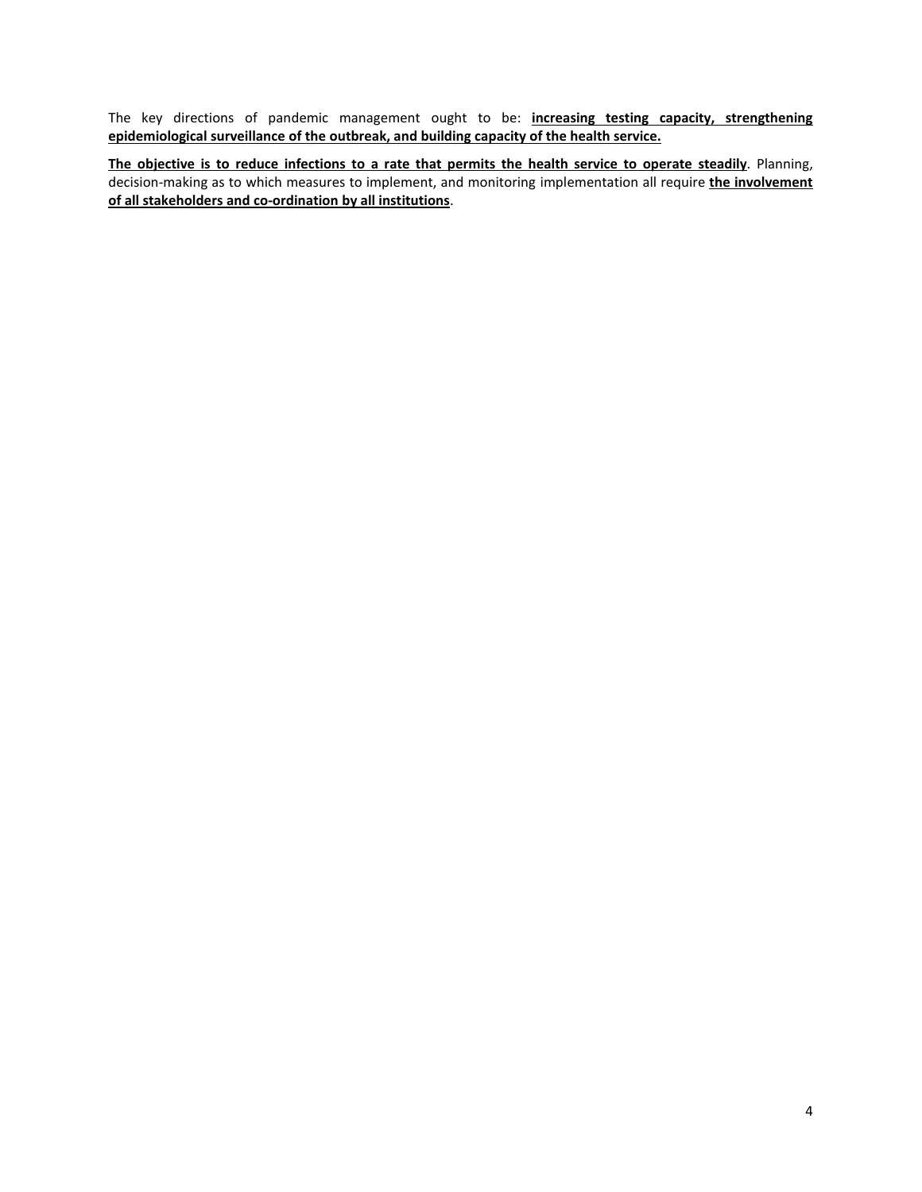The key directions of pandemic management ought to be: **increasing testing capacity, strengthening epidemiological surveillance of the outbreak, and building capacity of the health service.**

**The objective is to reduce infections to a rate that permits the health service to operate steadily**. Planning, decision-making as to which measures to implement, and monitoring implementation all require **the involvement of all stakeholders and co-ordination by all institutions**.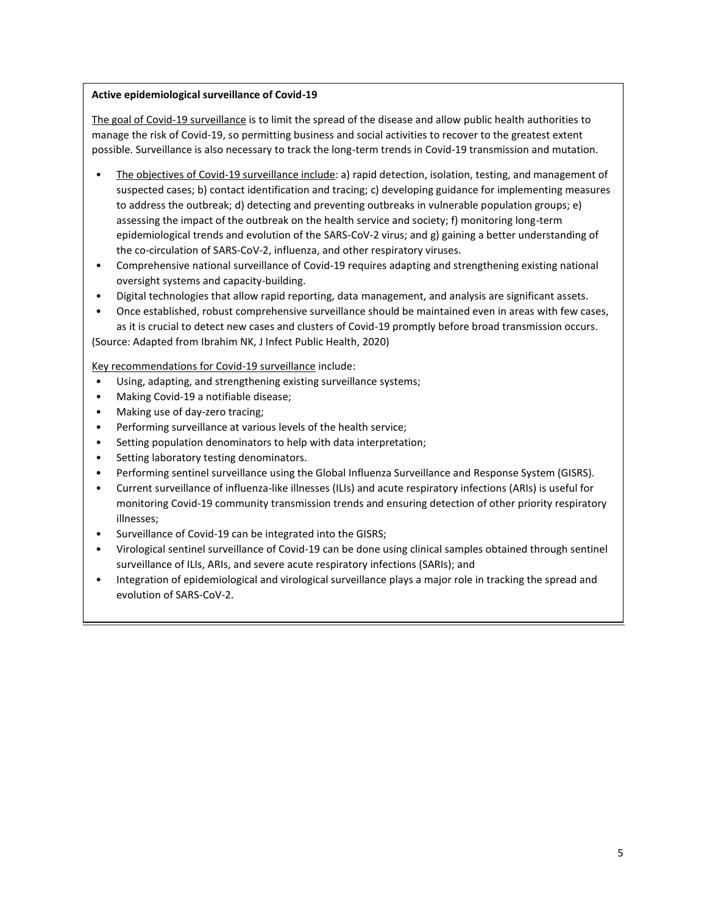**Active epidemiological surveillance of Covid-19**

The goal of Covid-19 surveillance is to limit the spread of the disease and allow public health authorities to manage the risk of Covid-19, so permitting business and social activities to recover to the greatest extent possible. Surveillance is also necessary to track the long-term trends in Covid-19 transmission and mutation.

- The objectives of Covid-19 surveillance include: a) rapid detection, isolation, testing, and management of suspected cases; b) contact identification and tracing; c) developing guidance for implementing measures to address the outbreak; d) detecting and preventing outbreaks in vulnerable population groups; e) assessing the impact of the outbreak on the health service and society; f) monitoring long-term epidemiological trends and evolution of the SARS-CoV-2 virus; and g) gaining a better understanding of the co-circulation of SARS-CoV-2, influenza, and other respiratory viruses.
- Comprehensive national surveillance of Covid-19 requires adapting and strengthening existing national oversight systems and capacity-building.
- Digital technologies that allow rapid reporting, data management, and analysis are significant assets.
- Once established, robust comprehensive surveillance should be maintained even in areas with few cases, as it is crucial to detect new cases and clusters of Covid-19 promptly before broad transmission occurs.

(Source: Adapted from Ibrahim NK, J Infect Public Health, 2020)

Key recommendations for Covid-19 surveillance include:

- Using, adapting, and strengthening existing surveillance systems;
- Making Covid-19 a notifiable disease;
- Making use of day-zero tracing;
- Performing surveillance at various levels of the health service;
- Setting population denominators to help with data interpretation;
- Setting laboratory testing denominators.
- Performing sentinel surveillance using the Global Influenza Surveillance and Response System (GISRS).
- Current surveillance of influenza-like illnesses (ILIs) and acute respiratory infections (ARIs) is useful for monitoring Covid-19 community transmission trends and ensuring detection of other priority respiratory illnesses;
- Surveillance of Covid-19 can be integrated into the GISRS;
- Virological sentinel surveillance of Covid-19 can be done using clinical samples obtained through sentinel surveillance of ILIs, ARIs, and severe acute respiratory infections (SARIs); and
- Integration of epidemiological and virological surveillance plays a major role in tracking the spread and evolution of SARS-CoV-2.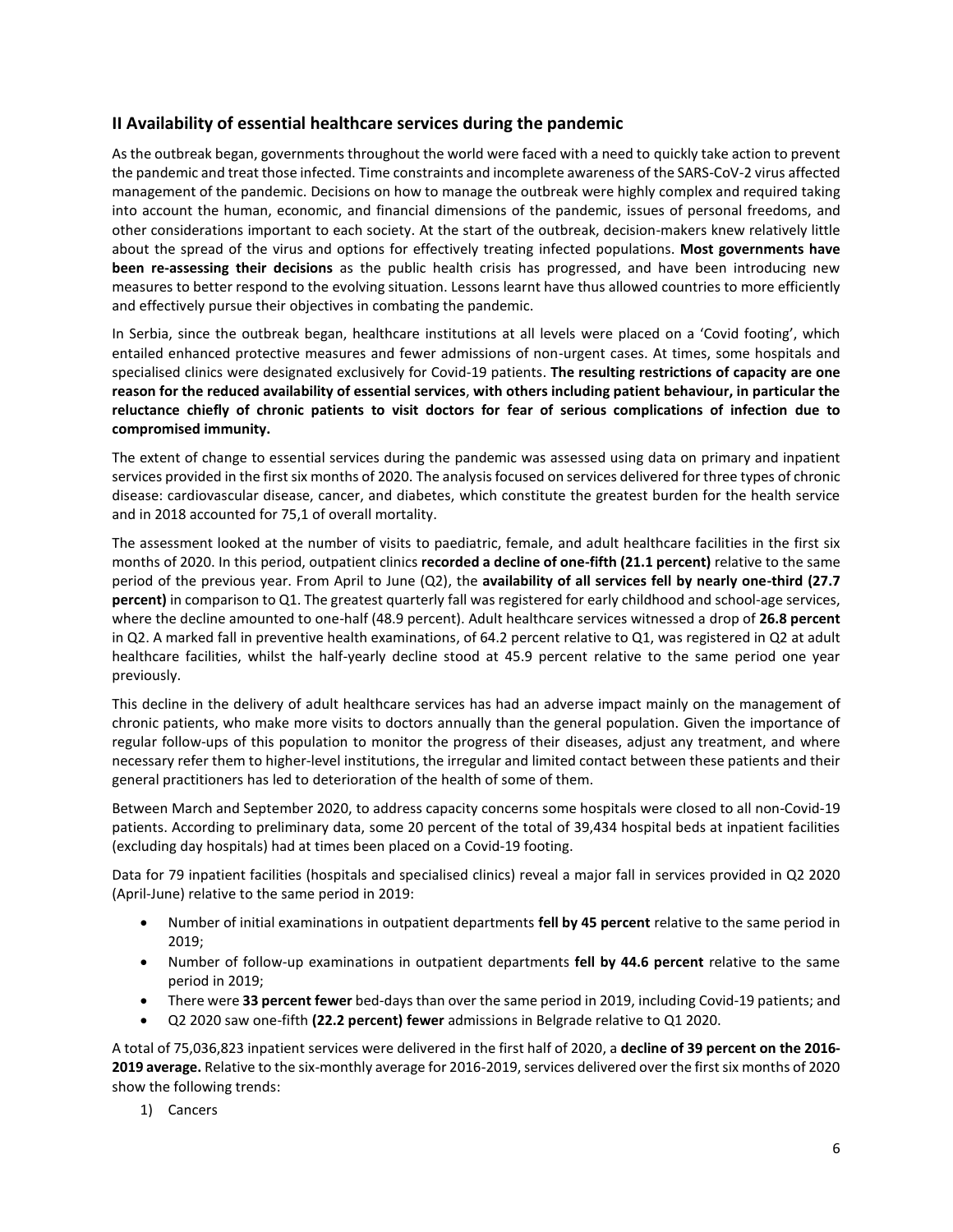## II Availability of essential healthcare services during the pandemic

As the outbreak began, governments throughout the world were faced with a need to quickly take action to prevent the pandemic and treat those infected. Time constraints and incomplete awareness of the SARS-CoV-2 virus affected management of the pandemic. Decisions on how to manage the outbreak were highly complex and required taking into account the human, economic, and financial dimensions of the pandemic, issues of personal freedoms, and other considerations important to each society. At the start of the outbreak, decision-makers knew relatively little about the spread of the virus and options for effectively treating infected populations. **Most governments have been re-assessing their decisions** as the public health crisis has progressed, and have been introducing new measures to better respond to the evolving situation. Lessons learnt have thus allowed countries to more efficiently and effectively pursue their objectives in combating the pandemic.

In Serbia, since the outbreak began, healthcare institutions at all levels were placed on a 'Covid footing', which entailed enhanced protective measures and fewer admissions of non-urgent cases. At times, some hospitals and specialised clinics were designated exclusively for Covid-19 patients. **The resulting restrictions of capacity are one reason for the reduced availability of essential services**, **with others including patient behaviour, in particular the reluctance chiefly of chronic patients to visit doctors for fear of serious complications of infection due to compromised immunity.**

The extent of change to essential services during the pandemic was assessed using data on primary and inpatient services provided in the first six months of 2020. The analysis focused on services delivered for three types of chronic disease: cardiovascular disease, cancer, and diabetes, which constitute the greatest burden for the health service and in 2018 accounted for 75,1 of overall mortality.

The assessment looked at the number of visits to paediatric, female, and adult healthcare facilities in the first six months of 2020. In this period, outpatient clinics **recorded a decline of one-fifth (21.1 percent)** relative to the same period of the previous year. From April to June (Q2), the **availability of all services fell by nearly one-third (27.7 percent)** in comparison to Q1. The greatest quarterly fall was registered for early childhood and school-age services, where the decline amounted to one-half (48.9 percent). Adult healthcare services witnessed a drop of **26.8 percent** in Q2. A marked fall in preventive health examinations, of 64.2 percent relative to Q1, was registered in Q2 at adult healthcare facilities, whilst the half-yearly decline stood at 45.9 percent relative to the same period one year previously.

This decline in the delivery of adult healthcare services has had an adverse impact mainly on the management of chronic patients, who make more visits to doctors annually than the general population. Given the importance of regular follow-ups of this population to monitor the progress of their diseases, adjust any treatment, and where necessary refer them to higher-level institutions, the irregular and limited contact between these patients and their general practitioners has led to deterioration of the health of some of them.

Between March and September 2020, to address capacity concerns some hospitals were closed to all non-Covid-19 patients. According to preliminary data, some 20 percent of the total of 39,434 hospital beds at inpatient facilities (excluding day hospitals) had at times been placed on a Covid-19 footing.

Data for 79 inpatient facilities (hospitals and specialised clinics) reveal a major fall in services provided in Q2 2020 (April-June) relative to the same period in 2019:

- Number of initial examinations in outpatient departments **fell by 45 percent** relative to the same period in 2019;
- Number of follow-up examinations in outpatient departments **fell by 44.6 percent** relative to the same period in 2019;
- There were **33 percent fewer** bed-days than over the same period in 2019, including Covid-19 patients; and
- Q2 2020 saw one-fifth **(22.2 percent) fewer** admissions in Belgrade relative to Q1 2020.

A total of 75,036,823 inpatient services were delivered in the first half of 2020, a **decline of 39 percent on the 2016-2019 average.** Relative to the six-monthly average for 2016-2019, services delivered over the first six months of 2020 show the following trends:

1) Cancers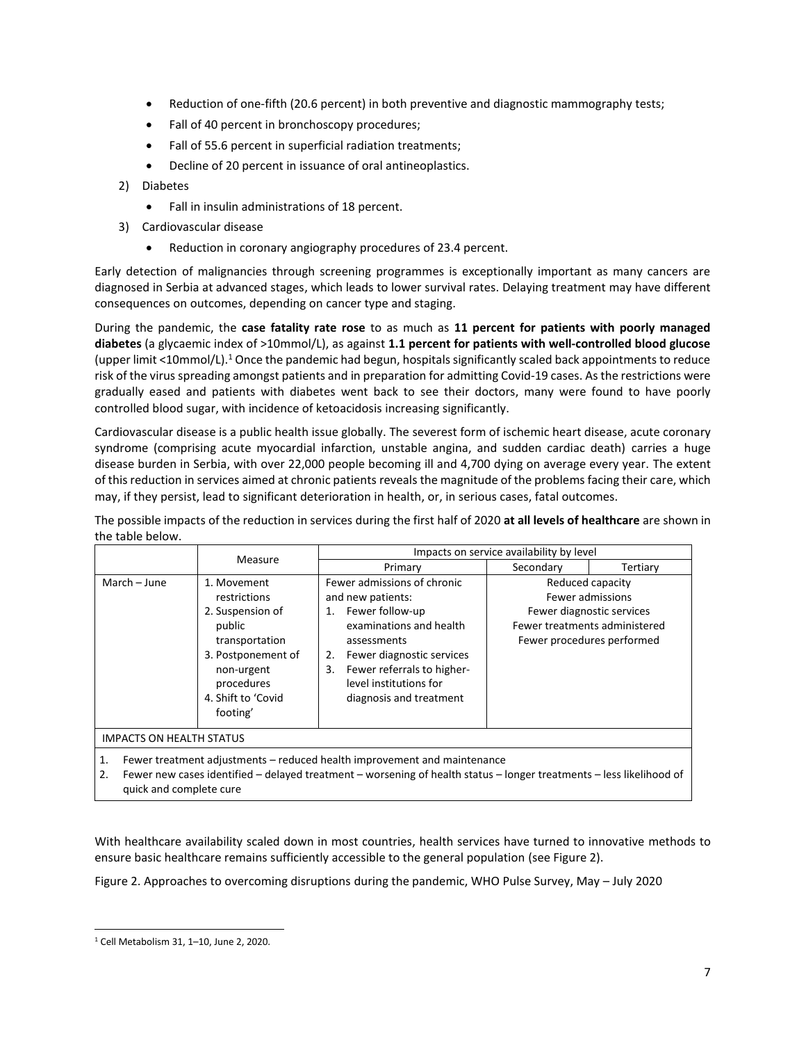- Reduction of one-fifth (20.6 percent) in both preventive and diagnostic mammography tests;
- Fall of 40 percent in bronchoscopy procedures;
- Fall of 55.6 percent in superficial radiation treatments;
- Decline of 20 percent in issuance of oral antineoplastics.

2) Diabetes
   - Fall in insulin administrations of 18 percent.
3) Cardiovascular disease
   - Reduction in coronary angiography procedures of 23.4 percent.

Early detection of malignancies through screening programmes is exceptionally important as many cancers are diagnosed in Serbia at advanced stages, which leads to lower survival rates. Delaying treatment may have different consequences on outcomes, depending on cancer type and staging.

During the pandemic, the **case fatality rate rose** to as much as **11 percent for patients with poorly managed diabetes** (a glycaemic index of >10mmol/L), as against **1.1 percent for patients with well-controlled blood glucose** (upper limit <10mmol/L).[1] Once the pandemic had begun, hospitals significantly scaled back appointments to reduce risk of the virus spreading amongst patients and in preparation for admitting Covid-19 cases. As the restrictions were gradually eased and patients with diabetes went back to see their doctors, many were found to have poorly controlled blood sugar, with incidence of ketoacidosis increasing significantly.

Cardiovascular disease is a public health issue globally. The severest form of ischemic heart disease, acute coronary syndrome (comprising acute myocardial infarction, unstable angina, and sudden cardiac death) carries a huge disease burden in Serbia, with over 22,000 people becoming ill and 4,700 dying on average every year. The extent of this reduction in services aimed at chronic patients reveals the magnitude of the problems facing their care, which may, if they persist, lead to significant deterioration in health, or, in serious cases, fatal outcomes.

The possible impacts of the reduction in services during the first half of 2020 **at all levels of healthcare** are shown in the table below.

| | Measure | Impacts on service availability by level | | |
|---|---|---|---|---|
| | | Primary | Secondary | Tertiary |
| March – June | 1. Movement restrictions<br>2. Suspension of public transportation<br>3. Postponement of non-urgent procedures<br>4. Shift to 'Covid footing' | Fewer admissions of chronic and new patients:<br>1. Fewer follow-up examinations and health assessments<br>2. Fewer diagnostic services<br>3. Fewer referrals to higher-level institutions for diagnosis and treatment | Reduced capacity<br>Fewer admissions<br>Fewer diagnostic services<br>Fewer treatments administered<br>Fewer procedures performed | |
| IMPACTS ON HEALTH STATUS | | | | |
| 1. Fewer treatment adjustments – reduced health improvement and maintenance<br>2. Fewer new cases identified – delayed treatment – worsening of health status – longer treatments – less likelihood of quick and complete cure | | | | |

With healthcare availability scaled down in most countries, health services have turned to innovative methods to ensure basic healthcare remains sufficiently accessible to the general population (see Figure 2).

Figure 2. Approaches to overcoming disruptions during the pandemic, WHO Pulse Survey, May – July 2020

[1] Cell Metabolism 31, 1–10, June 2, 2020.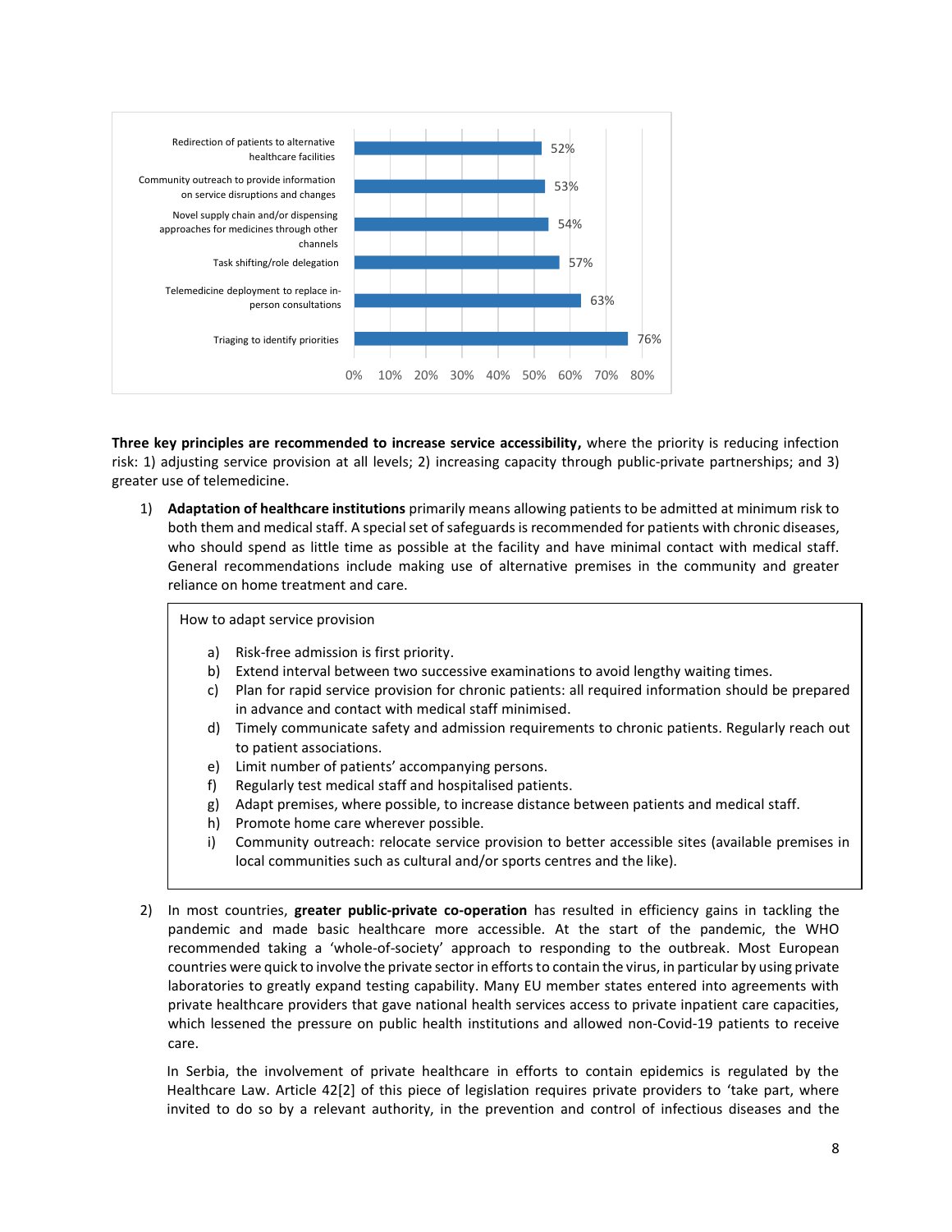| Measure | Share |
| --- | --- |
| Redirection of patients to alternative healthcare facilities | 52% |
| Community outreach to provide information on service disruptions and changes | 53% |
| Novel supply chain and/or dispensing approaches for medicines through other channels | 54% |
| Task shifting/role delegation | 57% |
| Telemedicine deployment to replace in-person consultations | 63% |
| Triaging to identify priorities | 76% |

**Three key principles are recommended to increase service accessibility,** where the priority is reducing infection risk: 1) adjusting service provision at all levels; 2) increasing capacity through public-private partnerships; and 3) greater use of telemedicine.

1) **Adaptation of healthcare institutions** primarily means allowing patients to be admitted at minimum risk to both them and medical staff. A special set of safeguards is recommended for patients with chronic diseases, who should spend as little time as possible at the facility and have minimal contact with medical staff. General recommendations include making use of alternative premises in the community and greater reliance on home treatment and care.

   > How to adapt service provision
   >
   > a) Risk-free admission is first priority.
   > b) Extend interval between two successive examinations to avoid lengthy waiting times.
   > c) Plan for rapid service provision for chronic patients: all required information should be prepared in advance and contact with medical staff minimised.
   > d) Timely communicate safety and admission requirements to chronic patients. Regularly reach out to patient associations.
   > e) Limit number of patients' accompanying persons.
   > f) Regularly test medical staff and hospitalised patients.
   > g) Adapt premises, where possible, to increase distance between patients and medical staff.
   > h) Promote home care wherever possible.
   > i) Community outreach: relocate service provision to better accessible sites (available premises in local communities such as cultural and/or sports centres and the like).

2) In most countries, **greater public-private co-operation** has resulted in efficiency gains in tackling the pandemic and made basic healthcare more accessible. At the start of the pandemic, the WHO recommended taking a 'whole-of-society' approach to responding to the outbreak. Most European countries were quick to involve the private sector in efforts to contain the virus, in particular by using private laboratories to greatly expand testing capability. Many EU member states entered into agreements with private healthcare providers that gave national health services access to private inpatient care capacities, which lessened the pressure on public health institutions and allowed non-Covid-19 patients to receive care.

   In Serbia, the involvement of private healthcare in efforts to contain epidemics is regulated by the Healthcare Law. Article 42[2] of this piece of legislation requires private providers to 'take part, where invited to do so by a relevant authority, in the prevention and control of infectious diseases and the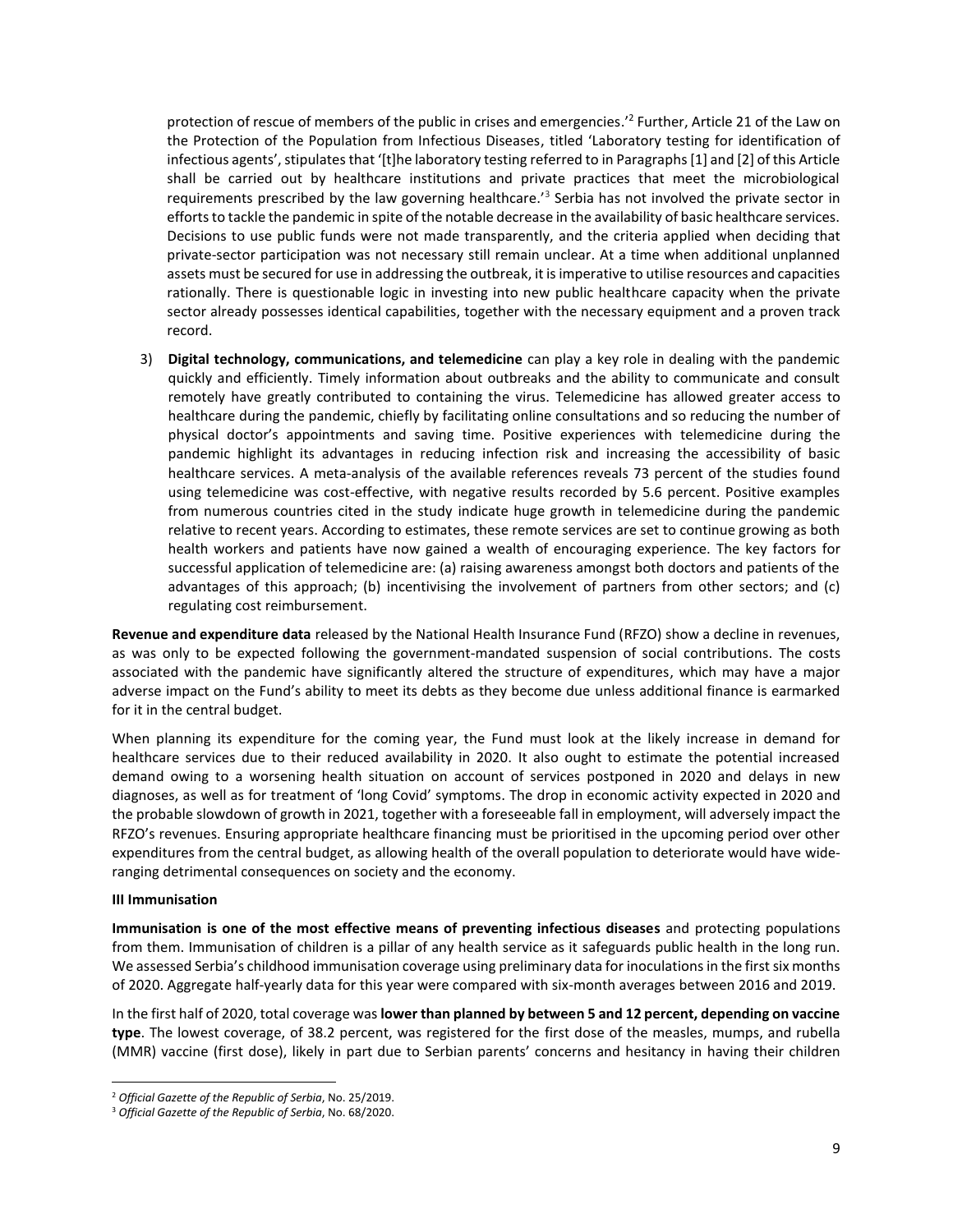protection of rescue of members of the public in crises and emergencies.'[2] Further, Article 21 of the Law on the Protection of the Population from Infectious Diseases, titled 'Laboratory testing for identification of infectious agents', stipulates that '[t]he laboratory testing referred to in Paragraphs [1] and [2] of this Article shall be carried out by healthcare institutions and private practices that meet the microbiological requirements prescribed by the law governing healthcare.'[3] Serbia has not involved the private sector in efforts to tackle the pandemic in spite of the notable decrease in the availability of basic healthcare services. Decisions to use public funds were not made transparently, and the criteria applied when deciding that private-sector participation was not necessary still remain unclear. At a time when additional unplanned assets must be secured for use in addressing the outbreak, it is imperative to utilise resources and capacities rationally. There is questionable logic in investing into new public healthcare capacity when the private sector already possesses identical capabilities, together with the necessary equipment and a proven track record.

3) **Digital technology, communications, and telemedicine** can play a key role in dealing with the pandemic quickly and efficiently. Timely information about outbreaks and the ability to communicate and consult remotely have greatly contributed to containing the virus. Telemedicine has allowed greater access to healthcare during the pandemic, chiefly by facilitating online consultations and so reducing the number of physical doctor's appointments and saving time. Positive experiences with telemedicine during the pandemic highlight its advantages in reducing infection risk and increasing the accessibility of basic healthcare services. A meta-analysis of the available references reveals 73 percent of the studies found using telemedicine was cost-effective, with negative results recorded by 5.6 percent. Positive examples from numerous countries cited in the study indicate huge growth in telemedicine during the pandemic relative to recent years. According to estimates, these remote services are set to continue growing as both health workers and patients have now gained a wealth of encouraging experience. The key factors for successful application of telemedicine are: (a) raising awareness amongst both doctors and patients of the advantages of this approach; (b) incentivising the involvement of partners from other sectors; and (c) regulating cost reimbursement.

**Revenue and expenditure data** released by the National Health Insurance Fund (RFZO) show a decline in revenues, as was only to be expected following the government-mandated suspension of social contributions. The costs associated with the pandemic have significantly altered the structure of expenditures, which may have a major adverse impact on the Fund's ability to meet its debts as they become due unless additional finance is earmarked for it in the central budget.

When planning its expenditure for the coming year, the Fund must look at the likely increase in demand for healthcare services due to their reduced availability in 2020. It also ought to estimate the potential increased demand owing to a worsening health situation on account of services postponed in 2020 and delays in new diagnoses, as well as for treatment of 'long Covid' symptoms. The drop in economic activity expected in 2020 and the probable slowdown of growth in 2021, together with a foreseeable fall in employment, will adversely impact the RFZO's revenues. Ensuring appropriate healthcare financing must be prioritised in the upcoming period over other expenditures from the central budget, as allowing health of the overall population to deteriorate would have wide-ranging detrimental consequences on society and the economy.

**III Immunisation**

**Immunisation is one of the most effective means of preventing infectious diseases** and protecting populations from them. Immunisation of children is a pillar of any health service as it safeguards public health in the long run. We assessed Serbia's childhood immunisation coverage using preliminary data for inoculations in the first six months of 2020. Aggregate half-yearly data for this year were compared with six-month averages between 2016 and 2019.

In the first half of 2020, total coverage was **lower than planned by between 5 and 12 percent, depending on vaccine type**. The lowest coverage, of 38.2 percent, was registered for the first dose of the measles, mumps, and rubella (MMR) vaccine (first dose), likely in part due to Serbian parents' concerns and hesitancy in having their children

[2] *Official Gazette of the Republic of Serbia*, No. 25/2019.

[3] *Official Gazette of the Republic of Serbia*, No. 68/2020.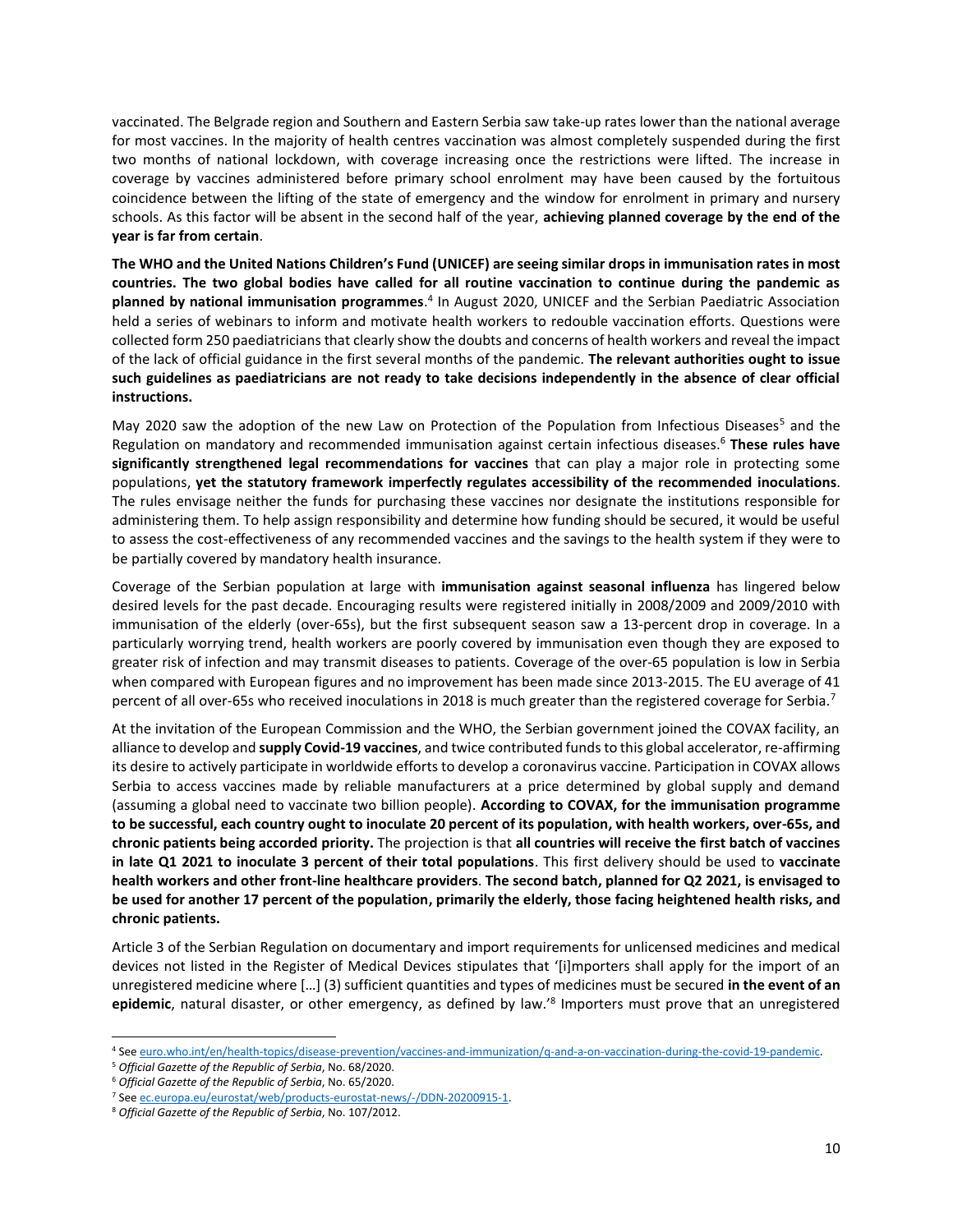vaccinated. The Belgrade region and Southern and Eastern Serbia saw take-up rates lower than the national average for most vaccines. In the majority of health centres vaccination was almost completely suspended during the first two months of national lockdown, with coverage increasing once the restrictions were lifted. The increase in coverage by vaccines administered before primary school enrolment may have been caused by the fortuitous coincidence between the lifting of the state of emergency and the window for enrolment in primary and nursery schools. As this factor will be absent in the second half of the year, **achieving planned coverage by the end of the year is far from certain**.

**The WHO and the United Nations Children's Fund (UNICEF) are seeing similar drops in immunisation rates in most countries. The two global bodies have called for all routine vaccination to continue during the pandemic as planned by national immunisation programmes**.[4] In August 2020, UNICEF and the Serbian Paediatric Association held a series of webinars to inform and motivate health workers to redouble vaccination efforts. Questions were collected form 250 paediatricians that clearly show the doubts and concerns of health workers and reveal the impact of the lack of official guidance in the first several months of the pandemic. **The relevant authorities ought to issue such guidelines as paediatricians are not ready to take decisions independently in the absence of clear official instructions.**

May 2020 saw the adoption of the new Law on Protection of the Population from Infectious Diseases[5] and the Regulation on mandatory and recommended immunisation against certain infectious diseases.[6] **These rules have significantly strengthened legal recommendations for vaccines** that can play a major role in protecting some populations, **yet the statutory framework imperfectly regulates accessibility of the recommended inoculations**. The rules envisage neither the funds for purchasing these vaccines nor designate the institutions responsible for administering them. To help assign responsibility and determine how funding should be secured, it would be useful to assess the cost-effectiveness of any recommended vaccines and the savings to the health system if they were to be partially covered by mandatory health insurance.

Coverage of the Serbian population at large with **immunisation against seasonal influenza** has lingered below desired levels for the past decade. Encouraging results were registered initially in 2008/2009 and 2009/2010 with immunisation of the elderly (over-65s), but the first subsequent season saw a 13-percent drop in coverage. In a particularly worrying trend, health workers are poorly covered by immunisation even though they are exposed to greater risk of infection and may transmit diseases to patients. Coverage of the over-65 population is low in Serbia when compared with European figures and no improvement has been made since 2013-2015. The EU average of 41 percent of all over-65s who received inoculations in 2018 is much greater than the registered coverage for Serbia.[7]

At the invitation of the European Commission and the WHO, the Serbian government joined the COVAX facility, an alliance to develop and **supply Covid-19 vaccines**, and twice contributed funds to this global accelerator, re-affirming its desire to actively participate in worldwide efforts to develop a coronavirus vaccine. Participation in COVAX allows Serbia to access vaccines made by reliable manufacturers at a price determined by global supply and demand (assuming a global need to vaccinate two billion people). **According to COVAX, for the immunisation programme to be successful, each country ought to inoculate 20 percent of its population, with health workers, over-65s, and chronic patients being accorded priority.** The projection is that **all countries will receive the first batch of vaccines in late Q1 2021 to inoculate 3 percent of their total populations**. This first delivery should be used to **vaccinate health workers and other front-line healthcare providers**. **The second batch, planned for Q2 2021, is envisaged to be used for another 17 percent of the population, primarily the elderly, those facing heightened health risks, and chronic patients.**

Article 3 of the Serbian Regulation on documentary and import requirements for unlicensed medicines and medical devices not listed in the Register of Medical Devices stipulates that '[i]mporters shall apply for the import of an unregistered medicine where […] (3) sufficient quantities and types of medicines must be secured **in the event of an epidemic**, natural disaster, or other emergency, as defined by law.'[8] Importers must prove that an unregistered

---

[4] See euro.who.int/en/health-topics/disease-prevention/vaccines-and-immunization/q-and-a-on-vaccination-during-the-covid-19-pandemic.

[5] *Official Gazette of the Republic of Serbia*, No. 68/2020.

[6] *Official Gazette of the Republic of Serbia*, No. 65/2020.

[7] See ec.europa.eu/eurostat/web/products-eurostat-news/-/DDN-20200915-1.

[8] *Official Gazette of the Republic of Serbia*, No. 107/2012.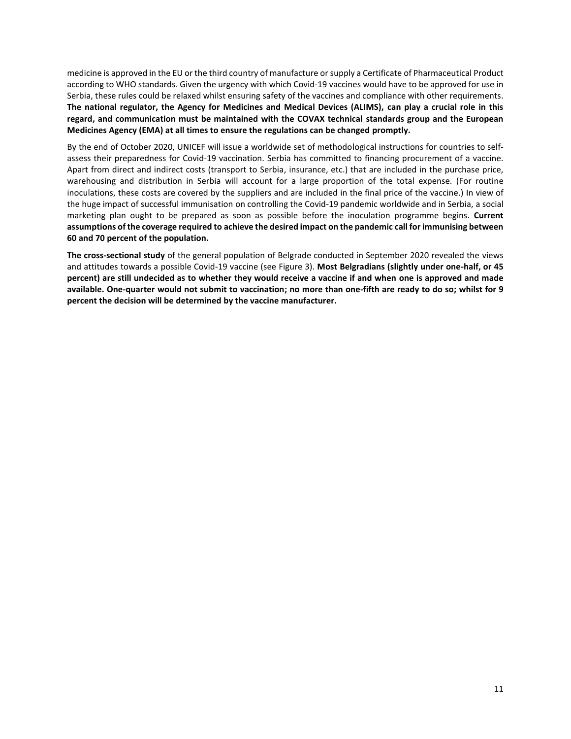medicine is approved in the EU or the third country of manufacture or supply a Certificate of Pharmaceutical Product according to WHO standards. Given the urgency with which Covid-19 vaccines would have to be approved for use in Serbia, these rules could be relaxed whilst ensuring safety of the vaccines and compliance with other requirements. **The national regulator, the Agency for Medicines and Medical Devices (ALIMS), can play a crucial role in this regard, and communication must be maintained with the COVAX technical standards group and the European Medicines Agency (EMA) at all times to ensure the regulations can be changed promptly.**

By the end of October 2020, UNICEF will issue a worldwide set of methodological instructions for countries to self-assess their preparedness for Covid-19 vaccination. Serbia has committed to financing procurement of a vaccine. Apart from direct and indirect costs (transport to Serbia, insurance, etc.) that are included in the purchase price, warehousing and distribution in Serbia will account for a large proportion of the total expense. (For routine inoculations, these costs are covered by the suppliers and are included in the final price of the vaccine.) In view of the huge impact of successful immunisation on controlling the Covid-19 pandemic worldwide and in Serbia, a social marketing plan ought to be prepared as soon as possible before the inoculation programme begins. **Current assumptions of the coverage required to achieve the desired impact on the pandemic call for immunising between 60 and 70 percent of the population.**

**The cross-sectional study** of the general population of Belgrade conducted in September 2020 revealed the views and attitudes towards a possible Covid-19 vaccine (see Figure 3). **Most Belgradians (slightly under one-half, or 45 percent) are still undecided as to whether they would receive a vaccine if and when one is approved and made available. One-quarter would not submit to vaccination; no more than one-fifth are ready to do so; whilst for 9 percent the decision will be determined by the vaccine manufacturer.**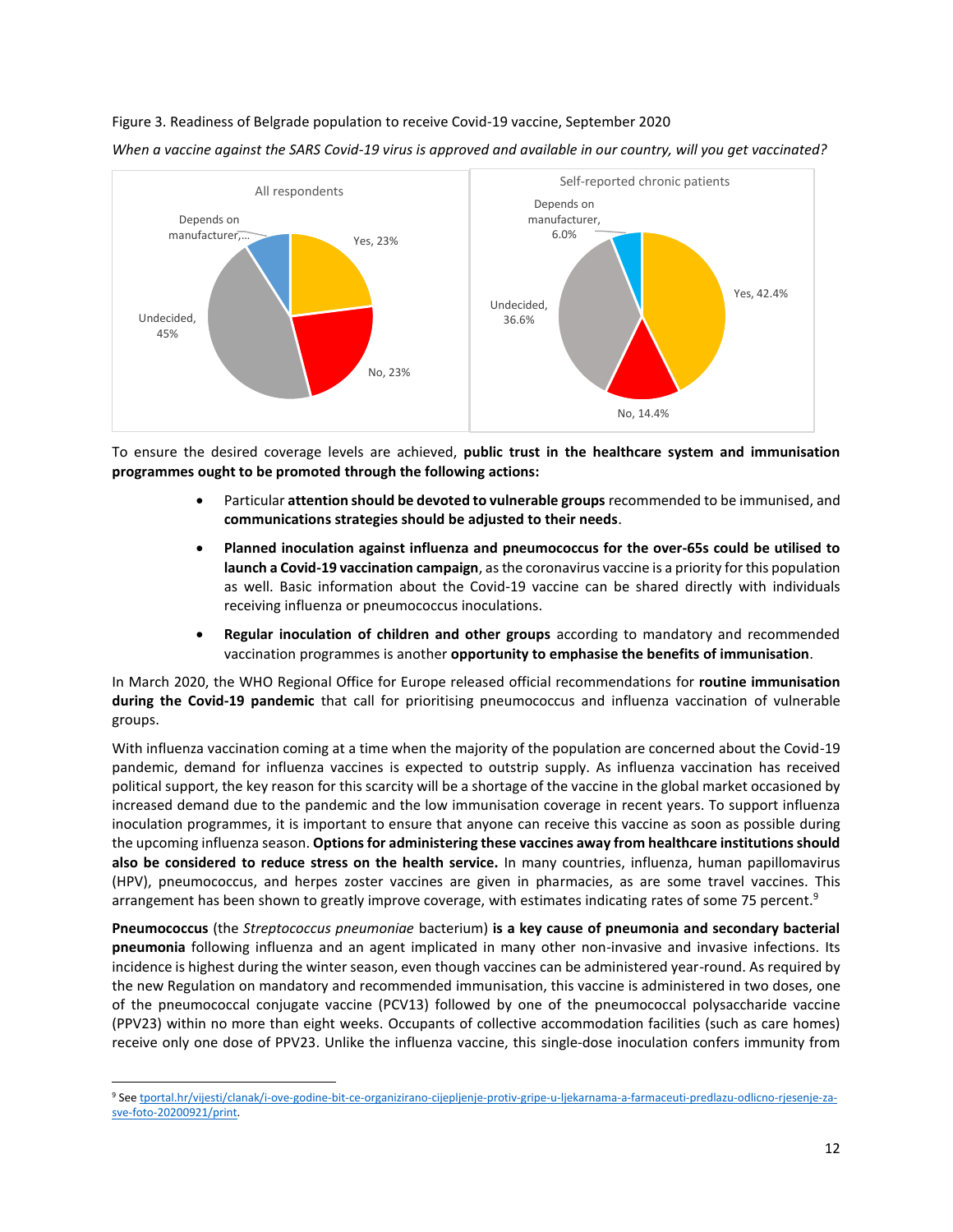Figure 3. Readiness of Belgrade population to receive Covid-19 vaccine, September 2020

*When a vaccine against the SARS Covid-19 virus is approved and available in our country, will you get vaccinated?*

All respondents: Yes, 23%; No, 23%; Undecided, 45%; Depends on manufacturer,...

Self-reported chronic patients: Yes, 42.4%; No, 14.4%; Undecided, 36.6%; Depends on manufacturer, 6.0%

To ensure the desired coverage levels are achieved, **public trust in the healthcare system and immunisation programmes ought to be promoted through the following actions:**

- Particular **attention should be devoted to vulnerable groups** recommended to be immunised, and **communications strategies should be adjusted to their needs**.
- **Planned inoculation against influenza and pneumococcus for the over-65s could be utilised to launch a Covid-19 vaccination campaign**, as the coronavirus vaccine is a priority for this population as well. Basic information about the Covid-19 vaccine can be shared directly with individuals receiving influenza or pneumococcus inoculations.
- **Regular inoculation of children and other groups** according to mandatory and recommended vaccination programmes is another **opportunity to emphasise the benefits of immunisation**.

In March 2020, the WHO Regional Office for Europe released official recommendations for **routine immunisation during the Covid-19 pandemic** that call for prioritising pneumococcus and influenza vaccination of vulnerable groups.

With influenza vaccination coming at a time when the majority of the population are concerned about the Covid-19 pandemic, demand for influenza vaccines is expected to outstrip supply. As influenza vaccination has received political support, the key reason for this scarcity will be a shortage of the vaccine in the global market occasioned by increased demand due to the pandemic and the low immunisation coverage in recent years. To support influenza inoculation programmes, it is important to ensure that anyone can receive this vaccine as soon as possible during the upcoming influenza season. **Options for administering these vaccines away from healthcare institutions should also be considered to reduce stress on the health service.** In many countries, influenza, human papillomavirus (HPV), pneumococcus, and herpes zoster vaccines are given in pharmacies, as are some travel vaccines. This arrangement has been shown to greatly improve coverage, with estimates indicating rates of some 75 percent.[9]

**Pneumococcus** (the *Streptococcus pneumoniae* bacterium) **is a key cause of pneumonia and secondary bacterial pneumonia** following influenza and an agent implicated in many other non-invasive and invasive infections. Its incidence is highest during the winter season, even though vaccines can be administered year-round. As required by the new Regulation on mandatory and recommended immunisation, this vaccine is administered in two doses, one of the pneumococcal conjugate vaccine (PCV13) followed by one of the pneumococcal polysaccharide vaccine (PPV23) within no more than eight weeks. Occupants of collective accommodation facilities (such as care homes) receive only one dose of PPV23. Unlike the influenza vaccine, this single-dose inoculation confers immunity from

[9] See tportal.hr/vijesti/clanak/i-ove-godine-bit-ce-organizirano-cijepljenje-protiv-gripe-u-ljekarnama-a-farmaceuti-predlazu-odlicno-rjesenje-za-sve-foto-20200921/print.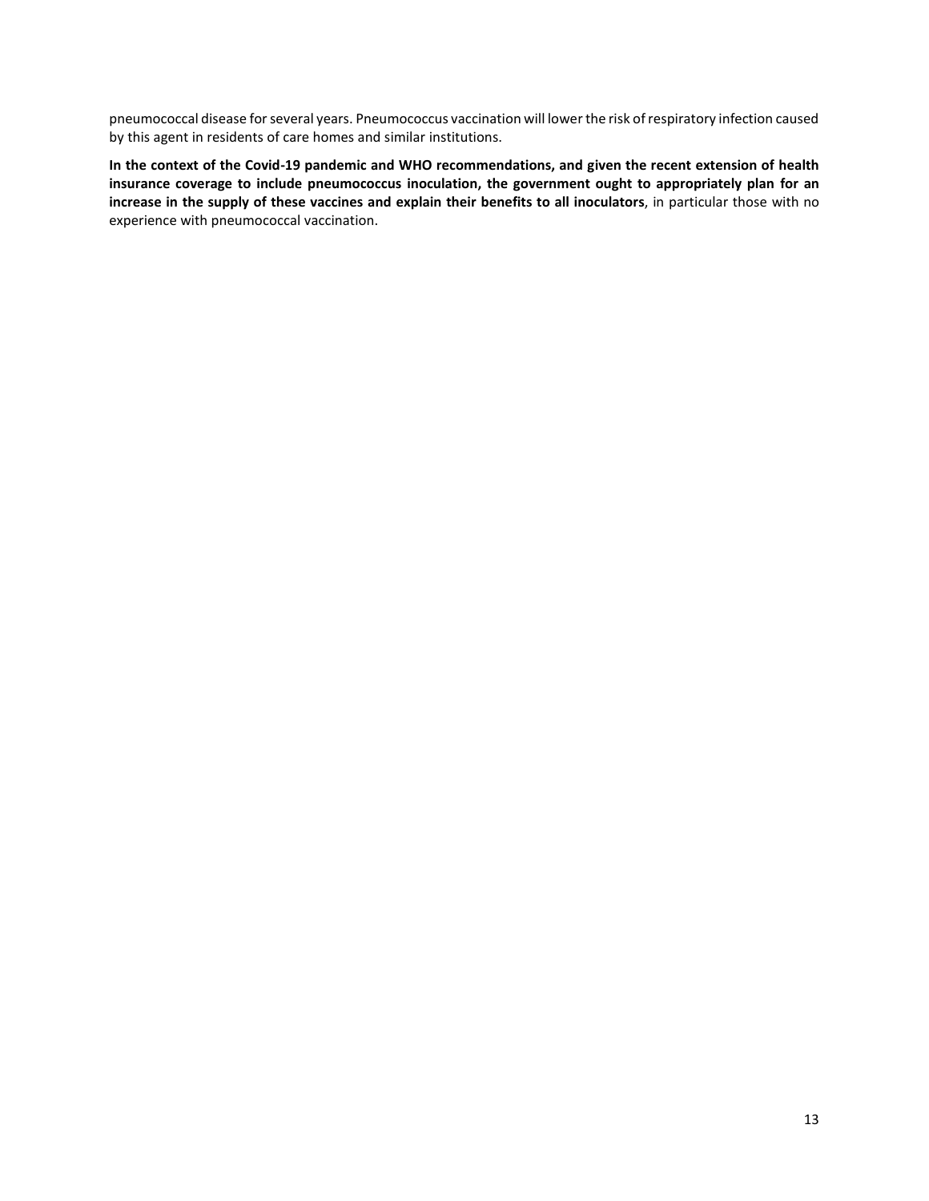pneumococcal disease for several years. Pneumococcus vaccination will lower the risk of respiratory infection caused by this agent in residents of care homes and similar institutions.

**In the context of the Covid-19 pandemic and WHO recommendations, and given the recent extension of health insurance coverage to include pneumococcus inoculation, the government ought to appropriately plan for an increase in the supply of these vaccines and explain their benefits to all inoculators**, in particular those with no experience with pneumococcal vaccination.